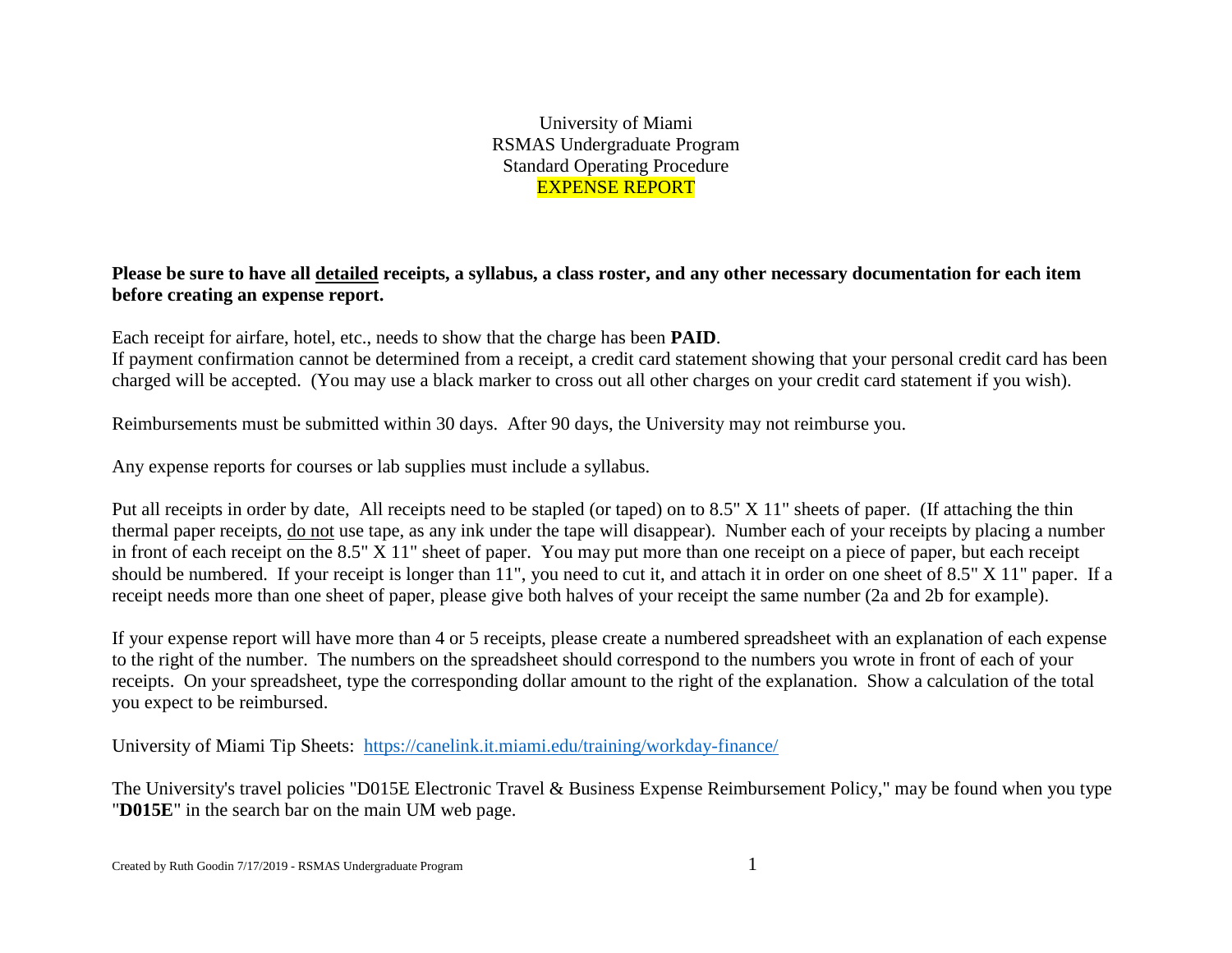# University of Miami
# RSMAS Undergraduate Program
# Standard Operating Procedure
# EXPENSE REPORT

**Please be sure to have all <u>detailed</u> receipts, a syllabus, a class roster, and any other necessary documentation for each item before creating an expense report.**

Each receipt for airfare, hotel, etc., needs to show that the charge has been **PAID**.
If payment confirmation cannot be determined from a receipt, a credit card statement showing that your personal credit card has been charged will be accepted. (You may use a black marker to cross out all other charges on your credit card statement if you wish).

Reimbursements must be submitted within 30 days. After 90 days, the University may not reimburse you.

Any expense reports for courses or lab supplies must include a syllabus.

Put all receipts in order by date, All receipts need to be stapled (or taped) on to 8.5" X 11" sheets of paper. (If attaching the thin thermal paper receipts, <u>do not</u> use tape, as any ink under the tape will disappear). Number each of your receipts by placing a number in front of each receipt on the 8.5" X 11" sheet of paper. You may put more than one receipt on a piece of paper, but each receipt should be numbered. If your receipt is longer than 11", you need to cut it, and attach it in order on one sheet of 8.5" X 11" paper. If a receipt needs more than one sheet of paper, please give both halves of your receipt the same number (2a and 2b for example).

If your expense report will have more than 4 or 5 receipts, please create a numbered spreadsheet with an explanation of each expense to the right of the number. The numbers on the spreadsheet should correspond to the numbers you wrote in front of each of your receipts. On your spreadsheet, type the corresponding dollar amount to the right of the explanation. Show a calculation of the total you expect to be reimbursed.

University of Miami Tip Sheets: [https://canelink.it.miami.edu/training/workday-finance/](https://canelink.it.miami.edu/training/workday-finance/)

The University's travel policies "D015E Electronic Travel & Business Expense Reimbursement Policy," may be found when you type "**D015E**" in the search bar on the main UM web page.

Created by Ruth Goodin 7/17/2019 - RSMAS Undergraduate Program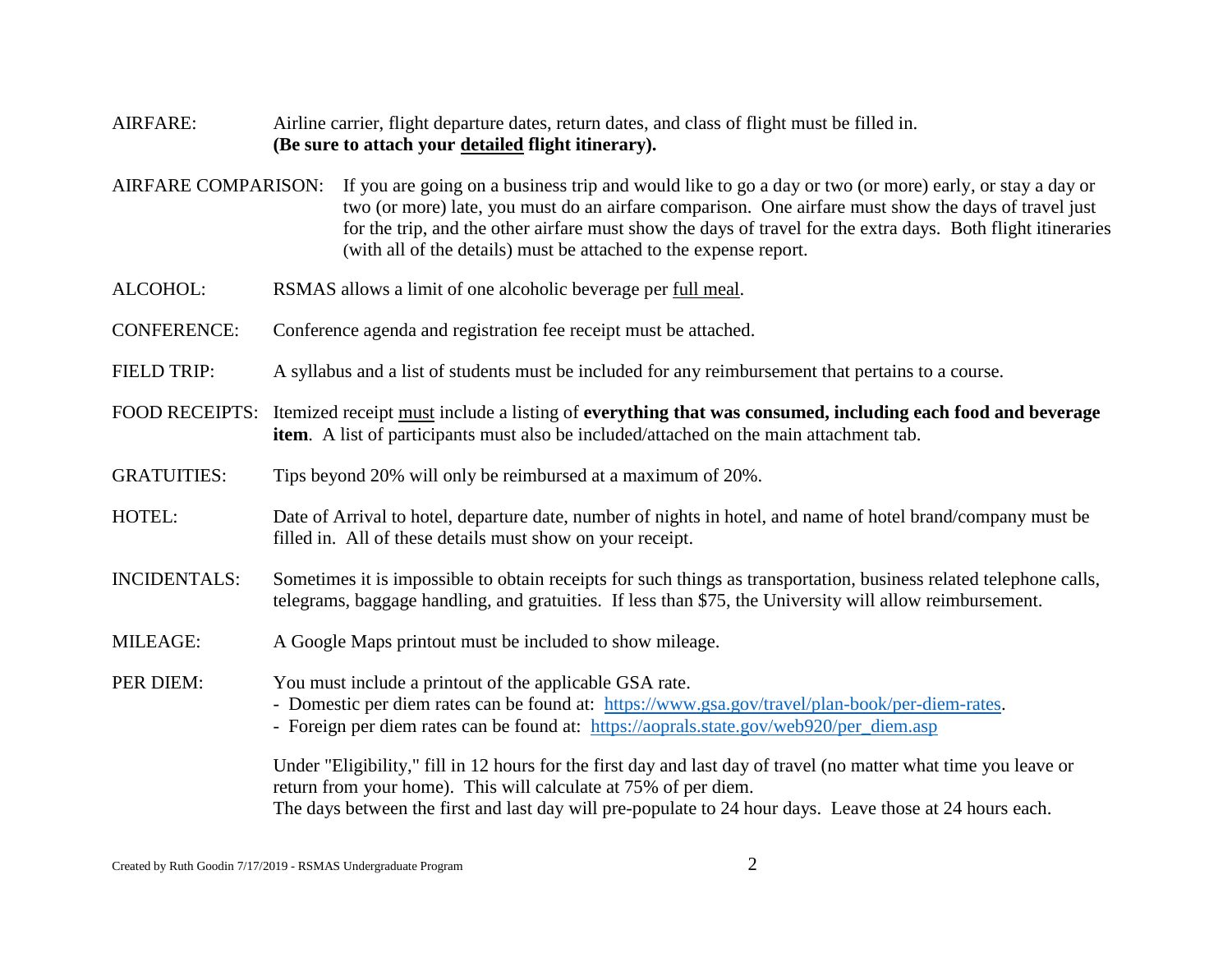AIRFARE: Airline carrier, flight departure dates, return dates, and class of flight must be filled in. **(Be sure to attach your detailed flight itinerary).**

AIRFARE COMPARISON: If you are going on a business trip and would like to go a day or two (or more) early, or stay a day or two (or more) late, you must do an airfare comparison. One airfare must show the days of travel just for the trip, and the other airfare must show the days of travel for the extra days. Both flight itineraries (with all of the details) must be attached to the expense report.

ALCOHOL: RSMAS allows a limit of one alcoholic beverage per full meal.

CONFERENCE: Conference agenda and registration fee receipt must be attached.

FIELD TRIP: A syllabus and a list of students must be included for any reimbursement that pertains to a course.

FOOD RECEIPTS: Itemized receipt must include a listing of **everything that was consumed, including each food and beverage item**. A list of participants must also be included/attached on the main attachment tab.

GRATUITIES: Tips beyond 20% will only be reimbursed at a maximum of 20%.

HOTEL: Date of Arrival to hotel, departure date, number of nights in hotel, and name of hotel brand/company must be filled in. All of these details must show on your receipt.

INCIDENTALS: Sometimes it is impossible to obtain receipts for such things as transportation, business related telephone calls, telegrams, baggage handling, and gratuities. If less than $75, the University will allow reimbursement.

MILEAGE: A Google Maps printout must be included to show mileage.

PER DIEM: You must include a printout of the applicable GSA rate.

- Domestic per diem rates can be found at: https://www.gsa.gov/travel/plan-book/per-diem-rates.
- Foreign per diem rates can be found at: https://aoprals.state.gov/web920/per_diem.asp

Under "Eligibility," fill in 12 hours for the first day and last day of travel (no matter what time you leave or return from your home). This will calculate at 75% of per diem.
The days between the first and last day will pre-populate to 24 hour days. Leave those at 24 hours each.

Created by Ruth Goodin 7/17/2019 - RSMAS Undergraduate Program